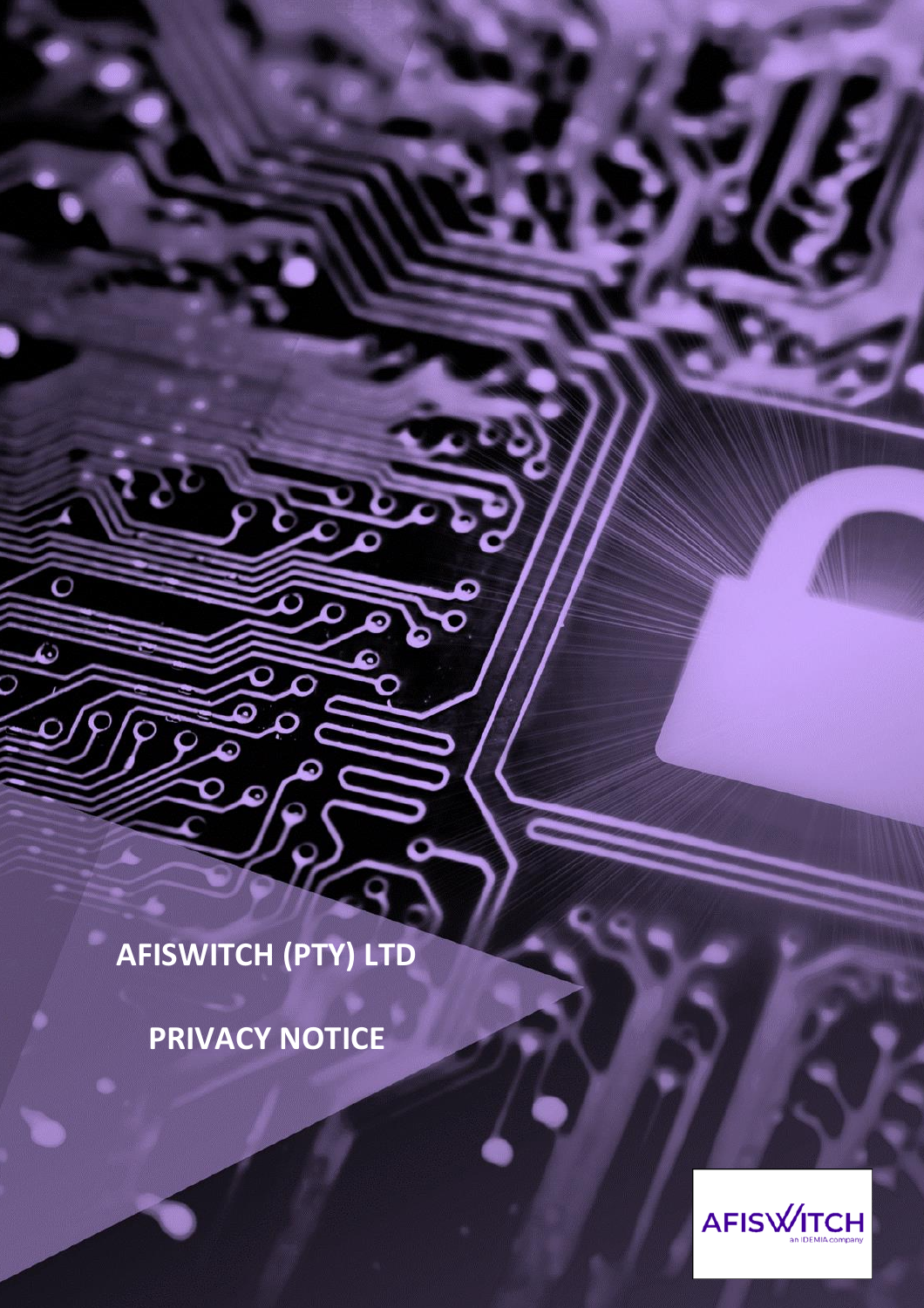# AFISWITCH (PTY) LTD

# PRIVACY NOTICE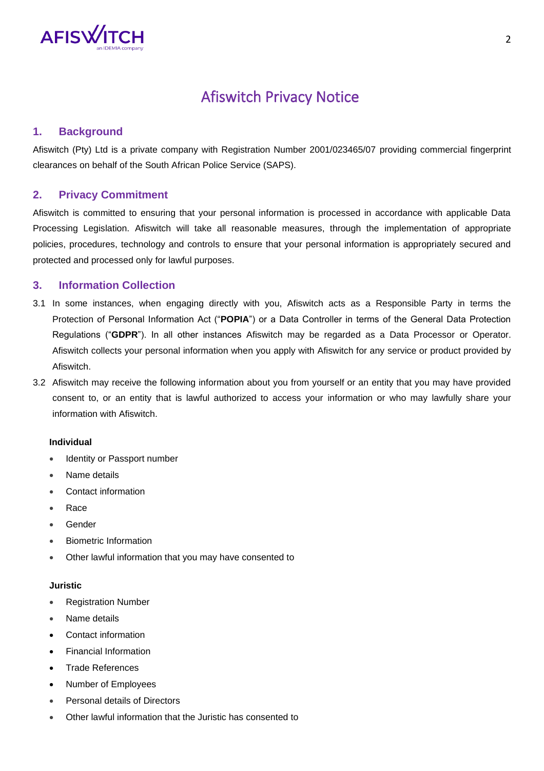# Afiswitch Privacy Notice

## 1. Background

Afiswitch (Pty) Ltd is a private company with Registration Number 2001/023465/07 providing commercial fingerprint clearances on behalf of the South African Police Service (SAPS).

## 2. Privacy Commitment

Afiswitch is committed to ensuring that your personal information is processed in accordance with applicable Data Processing Legislation. Afiswitch will take all reasonable measures, through the implementation of appropriate policies, procedures, technology and controls to ensure that your personal information is appropriately secured and protected and processed only for lawful purposes.

## 3. Information Collection

3.1 In some instances, when engaging directly with you, Afiswitch acts as a Responsible Party in terms the Protection of Personal Information Act ("**POPIA**") or a Data Controller in terms of the General Data Protection Regulations ("**GDPR**"). In all other instances Afiswitch may be regarded as a Data Processor or Operator. Afiswitch collects your personal information when you apply with Afiswitch for any service or product provided by Afiswitch.

3.2 Afiswitch may receive the following information about you from yourself or an entity that you may have provided consent to, or an entity that is lawful authorized to access your information or who may lawfully share your information with Afiswitch.

**Individual**

- Identity or Passport number
- Name details
- Contact information
- Race
- Gender
- Biometric Information
- Other lawful information that you may have consented to

**Juristic**

- Registration Number
- Name details
- Contact information
- Financial Information
- Trade References
- Number of Employees
- Personal details of Directors
- Other lawful information that the Juristic has consented to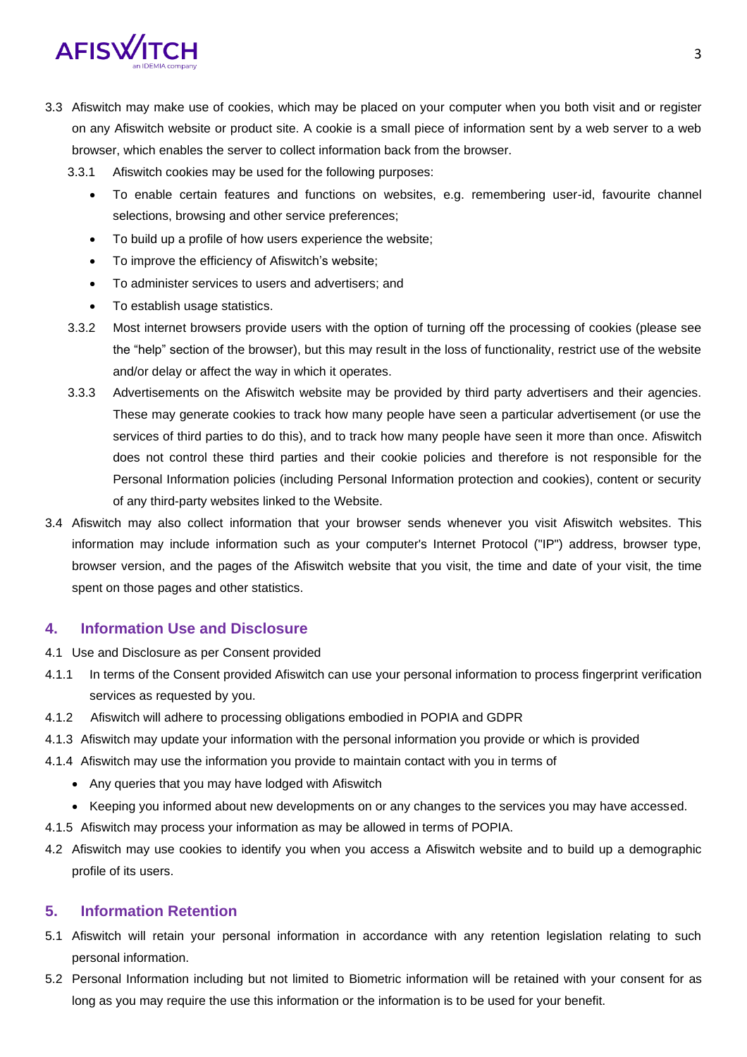3.3 Afiswitch may make use of cookies, which may be placed on your computer when you both visit and or register on any Afiswitch website or product site. A cookie is a small piece of information sent by a web server to a web browser, which enables the server to collect information back from the browser.

3.3.1 Afiswitch cookies may be used for the following purposes:

- To enable certain features and functions on websites, e.g. remembering user-id, favourite channel selections, browsing and other service preferences;
- To build up a profile of how users experience the website;
- To improve the efficiency of Afiswitch's website;
- To administer services to users and advertisers; and
- To establish usage statistics.

3.3.2 Most internet browsers provide users with the option of turning off the processing of cookies (please see the "help" section of the browser), but this may result in the loss of functionality, restrict use of the website and/or delay or affect the way in which it operates.

3.3.3 Advertisements on the Afiswitch website may be provided by third party advertisers and their agencies. These may generate cookies to track how many people have seen a particular advertisement (or use the services of third parties to do this), and to track how many people have seen it more than once. Afiswitch does not control these third parties and their cookie policies and therefore is not responsible for the Personal Information policies (including Personal Information protection and cookies), content or security of any third-party websites linked to the Website.

3.4 Afiswitch may also collect information that your browser sends whenever you visit Afiswitch websites. This information may include information such as your computer's Internet Protocol ("IP") address, browser type, browser version, and the pages of the Afiswitch website that you visit, the time and date of your visit, the time spent on those pages and other statistics.

## 4. Information Use and Disclosure

4.1 Use and Disclosure as per Consent provided

4.1.1 In terms of the Consent provided Afiswitch can use your personal information to process fingerprint verification services as requested by you.

4.1.2 Afiswitch will adhere to processing obligations embodied in POPIA and GDPR

4.1.3 Afiswitch may update your information with the personal information you provide or which is provided

4.1.4 Afiswitch may use the information you provide to maintain contact with you in terms of

- Any queries that you may have lodged with Afiswitch
- Keeping you informed about new developments on or any changes to the services you may have accessed.

4.1.5 Afiswitch may process your information as may be allowed in terms of POPIA.

4.2 Afiswitch may use cookies to identify you when you access a Afiswitch website and to build up a demographic profile of its users.

## 5. Information Retention

5.1 Afiswitch will retain your personal information in accordance with any retention legislation relating to such personal information.

5.2 Personal Information including but not limited to Biometric information will be retained with your consent for as long as you may require the use this information or the information is to be used for your benefit.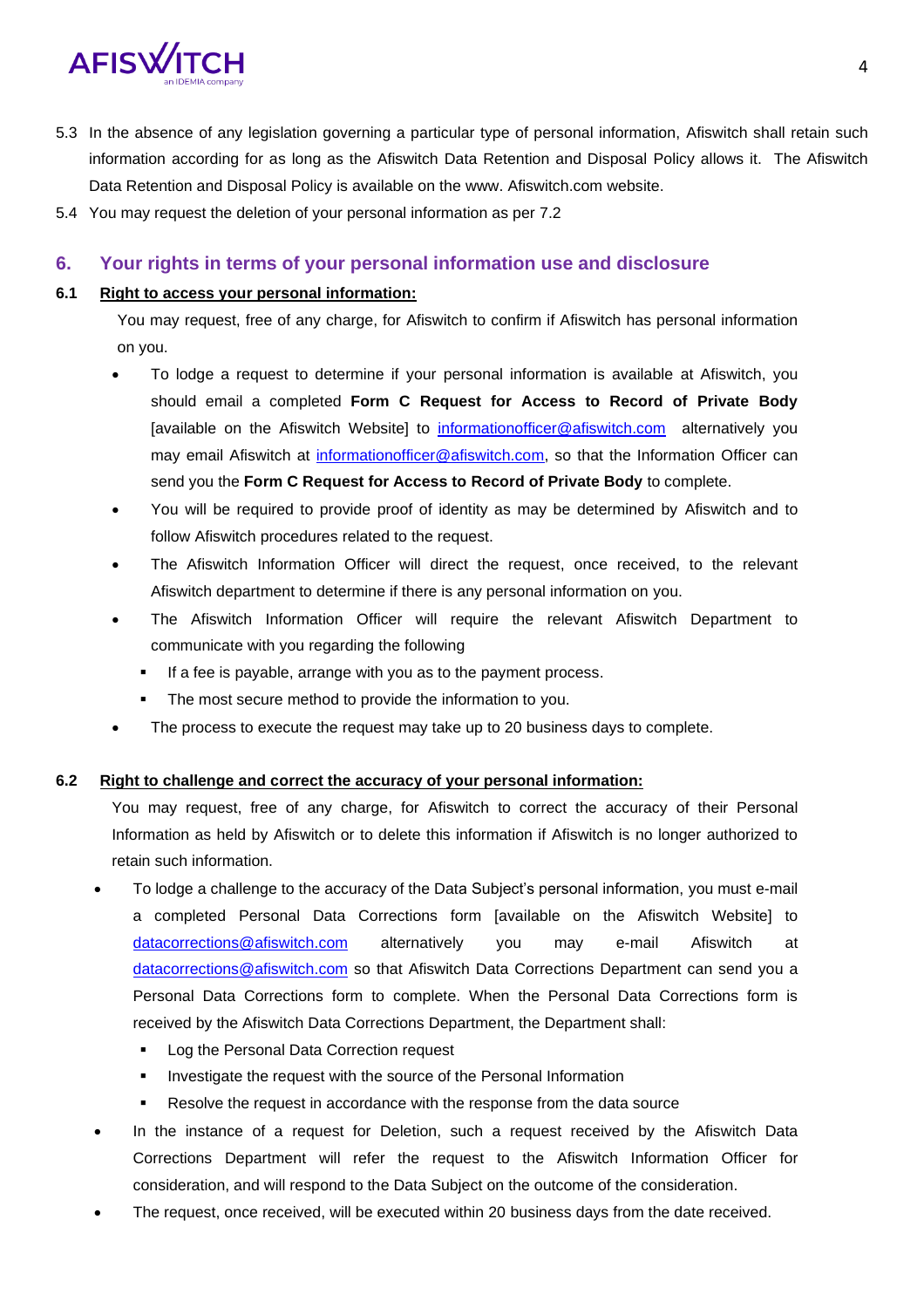5.3 In the absence of any legislation governing a particular type of personal information, Afiswitch shall retain such information according for as long as the Afiswitch Data Retention and Disposal Policy allows it. The Afiswitch Data Retention and Disposal Policy is available on the www. Afiswitch.com website.

5.4 You may request the deletion of your personal information as per 7.2

## 6. Your rights in terms of your personal information use and disclosure

### 6.1 Right to access your personal information:

You may request, free of any charge, for Afiswitch to confirm if Afiswitch has personal information on you.

- To lodge a request to determine if your personal information is available at Afiswitch, you should email a completed **Form C Request for Access to Record of Private Body** [available on the Afiswitch Website] to informationofficer@afiswitch.com alternatively you may email Afiswitch at informationofficer@afiswitch.com, so that the Information Officer can send you the **Form C Request for Access to Record of Private Body** to complete.
- You will be required to provide proof of identity as may be determined by Afiswitch and to follow Afiswitch procedures related to the request.
- The Afiswitch Information Officer will direct the request, once received, to the relevant Afiswitch department to determine if there is any personal information on you.
- The Afiswitch Information Officer will require the relevant Afiswitch Department to communicate with you regarding the following
  - If a fee is payable, arrange with you as to the payment process.
  - The most secure method to provide the information to you.
- The process to execute the request may take up to 20 business days to complete.

### 6.2 Right to challenge and correct the accuracy of your personal information:

You may request, free of any charge, for Afiswitch to correct the accuracy of their Personal Information as held by Afiswitch or to delete this information if Afiswitch is no longer authorized to retain such information.

- To lodge a challenge to the accuracy of the Data Subject's personal information, you must e-mail a completed Personal Data Corrections form [available on the Afiswitch Website] to datacorrections@afiswitch.com alternatively you may e-mail Afiswitch at datacorrections@afiswitch.com so that Afiswitch Data Corrections Department can send you a Personal Data Corrections form to complete. When the Personal Data Corrections form is received by the Afiswitch Data Corrections Department, the Department shall:
  - Log the Personal Data Correction request
  - Investigate the request with the source of the Personal Information
  - Resolve the request in accordance with the response from the data source
- In the instance of a request for Deletion, such a request received by the Afiswitch Data Corrections Department will refer the request to the Afiswitch Information Officer for consideration, and will respond to the Data Subject on the outcome of the consideration.
- The request, once received, will be executed within 20 business days from the date received.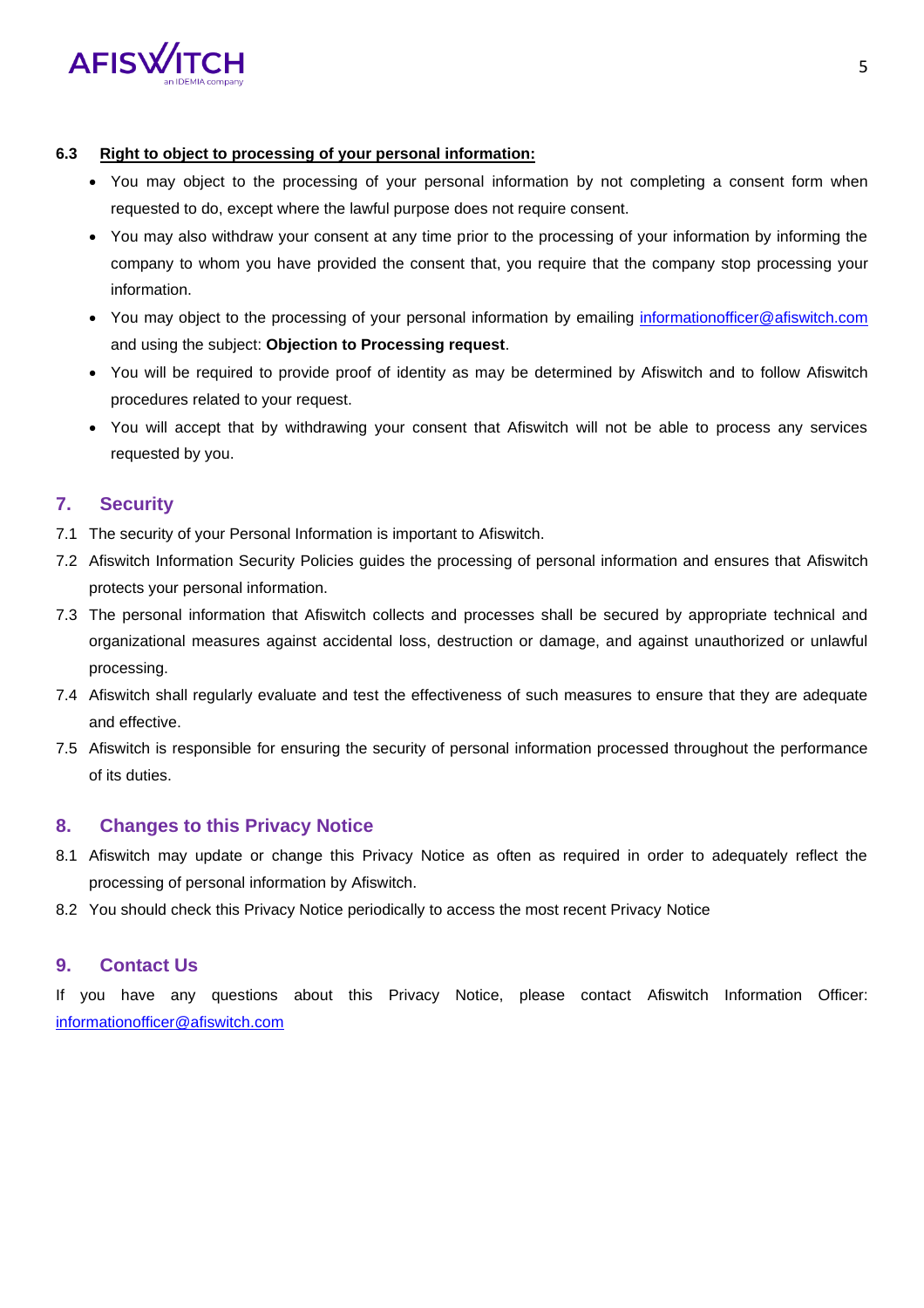**6.3 Right to object to processing of your personal information:**

- You may object to the processing of your personal information by not completing a consent form when requested to do, except where the lawful purpose does not require consent.
- You may also withdraw your consent at any time prior to the processing of your information by informing the company to whom you have provided the consent that, you require that the company stop processing your information.
- You may object to the processing of your personal information by emailing informationofficer@afiswitch.com and using the subject: **Objection to Processing request**.
- You will be required to provide proof of identity as may be determined by Afiswitch and to follow Afiswitch procedures related to your request.
- You will accept that by withdrawing your consent that Afiswitch will not be able to process any services requested by you.

## 7. Security

7.1 The security of your Personal Information is important to Afiswitch.

7.2 Afiswitch Information Security Policies guides the processing of personal information and ensures that Afiswitch protects your personal information.

7.3 The personal information that Afiswitch collects and processes shall be secured by appropriate technical and organizational measures against accidental loss, destruction or damage, and against unauthorized or unlawful processing.

7.4 Afiswitch shall regularly evaluate and test the effectiveness of such measures to ensure that they are adequate and effective.

7.5 Afiswitch is responsible for ensuring the security of personal information processed throughout the performance of its duties.

## 8. Changes to this Privacy Notice

8.1 Afiswitch may update or change this Privacy Notice as often as required in order to adequately reflect the processing of personal information by Afiswitch.

8.2 You should check this Privacy Notice periodically to access the most recent Privacy Notice

## 9. Contact Us

If you have any questions about this Privacy Notice, please contact Afiswitch Information Officer: informationofficer@afiswitch.com